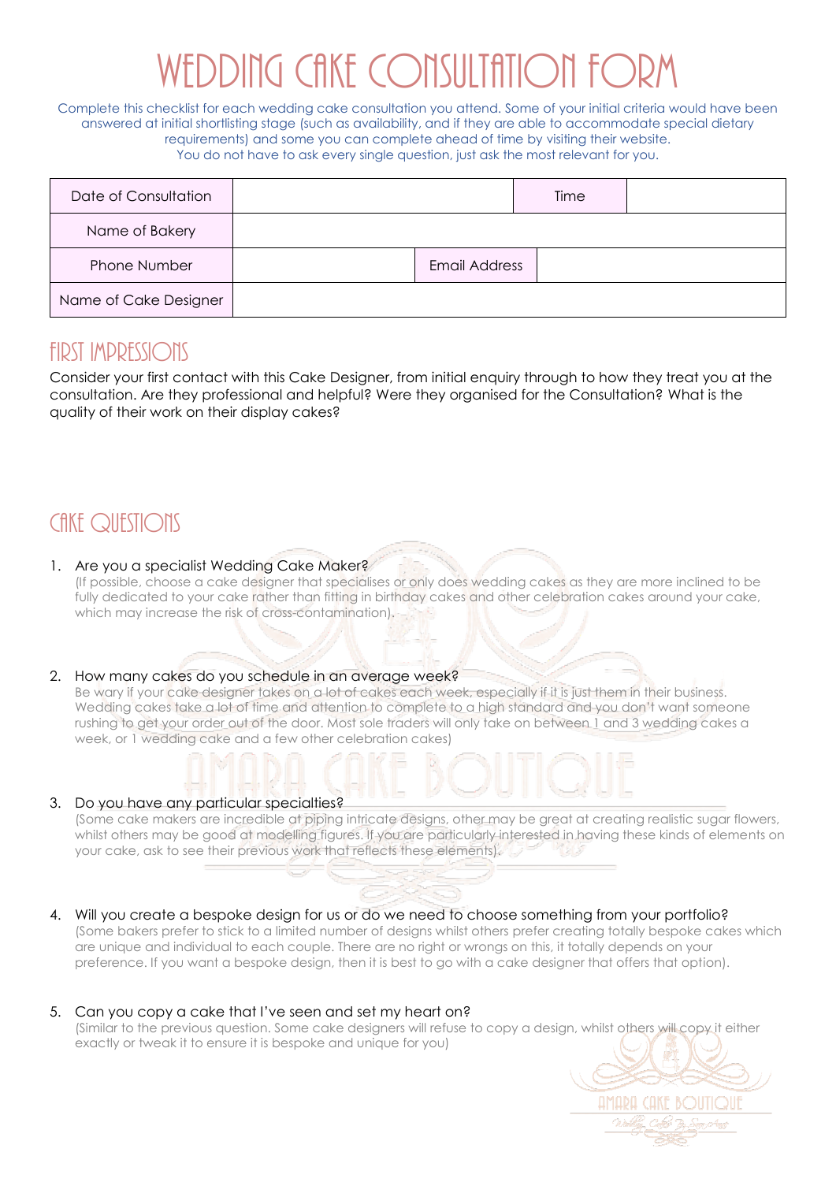# WEDDING CAKE CONSULTATION FORM

Complete this checklist for each wedding cake consultation you attend. Some of your initial criteria would have been answered at initial shortlisting stage (such as availability, and if they are able to accommodate special dietary requirements) and some you can complete ahead of time by visiting their website.
You do not have to ask every single question, just ask the most relevant for you.

| Date of Consultation | | | Time | |
|---|---|---|---|---|
| Name of Bakery | | | | |
| Phone Number | | Email Address | | |
| Name of Cake Designer | | | | |

## FIRST IMPRESSIONS

Consider your first contact with this Cake Designer, from initial enquiry through to how they treat you at the consultation. Are they professional and helpful? Were they organised for the Consultation? What is the quality of their work on their display cakes?

## CAKE QUESTIONS

1. Are you a specialist Wedding Cake Maker?
   (If possible, choose a cake designer that specialises or only does wedding cakes as they are more inclined to be fully dedicated to your cake rather than fitting in birthday cakes and other celebration cakes around your cake, which may increase the risk of cross-contamination).

2. How many cakes do you schedule in an average week?
   Be wary if your cake designer takes on a lot of cakes each week, especially if it is just them in their business. Wedding cakes take a lot of time and attention to complete to a high standard and you don't want someone rushing to get your order out of the door. Most sole traders will only take on between 1 and 3 wedding cakes a week, or 1 wedding cake and a few other celebration cakes)

3. Do you have any particular specialties?
   (Some cake makers are incredible at piping intricate designs, other may be great at creating realistic sugar flowers, whilst others may be good at modelling figures. If you are particularly interested in having these kinds of elements on your cake, ask to see their previous work that reflects these elements).

4. Will you create a bespoke design for us or do we need to choose something from your portfolio?
   (Some bakers prefer to stick to a limited number of designs whilst others prefer creating totally bespoke cakes which are unique and individual to each couple. There are no right or wrongs on this, it totally depends on your preference. If you want a bespoke design, then it is best to go with a cake designer that offers that option).

5. Can you copy a cake that I've seen and set my heart on?
   (Similar to the previous question. Some cake designers will refuse to copy a design, whilst others will copy it either exactly or tweak it to ensure it is bespoke and unique for you)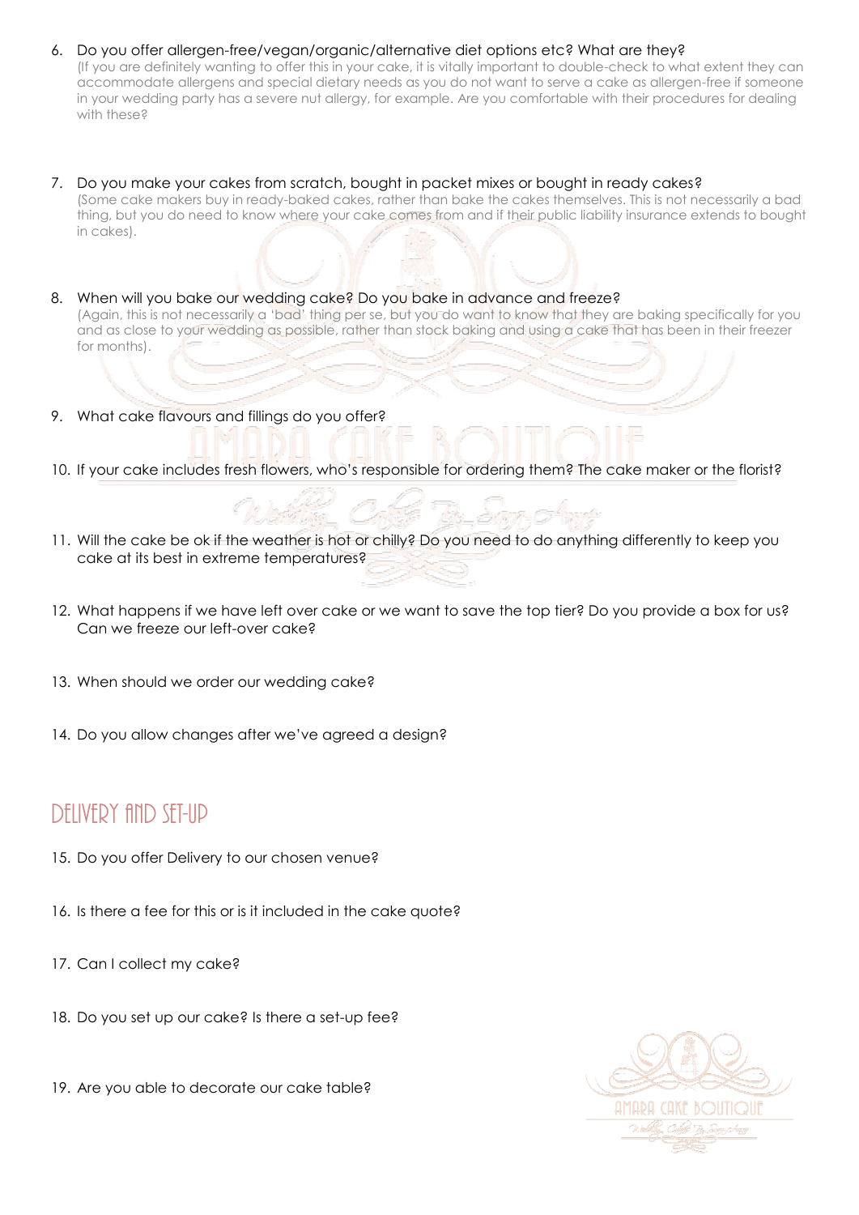6. Do you offer allergen-free/vegan/organic/alternative diet options etc? What are they?
   (If you are definitely wanting to offer this in your cake, it is vitally important to double-check to what extent they can accommodate allergens and special dietary needs as you do not want to serve a cake as allergen-free if someone in your wedding party has a severe nut allergy, for example. Are you comfortable with their procedures for dealing with these?

7. Do you make your cakes from scratch, bought in packet mixes or bought in ready cakes?
   (Some cake makers buy in ready-baked cakes, rather than bake the cakes themselves. This is not necessarily a bad thing, but you do need to know where your cake comes from and if their public liability insurance extends to bought in cakes).

8. When will you bake our wedding cake? Do you bake in advance and freeze?
   (Again, this is not necessarily a 'bad' thing per se, but you do want to know that they are baking specifically for you and as close to your wedding as possible, rather than stock baking and using a cake that has been in their freezer for months).

9. What cake flavours and fillings do you offer?

10. If your cake includes fresh flowers, who's responsible for ordering them? The cake maker or the florist?

11. Will the cake be ok if the weather is hot or chilly? Do you need to do anything differently to keep you cake at its best in extreme temperatures?

12. What happens if we have left over cake or we want to save the top tier? Do you provide a box for us? Can we freeze our left-over cake?

13. When should we order our wedding cake?

14. Do you allow changes after we've agreed a design?

## Delivery and Set-Up

15. Do you offer Delivery to our chosen venue?

16. Is there a fee for this or is it included in the cake quote?

17. Can I collect my cake?

18. Do you set up our cake? Is there a set-up fee?

19. Are you able to decorate our cake table?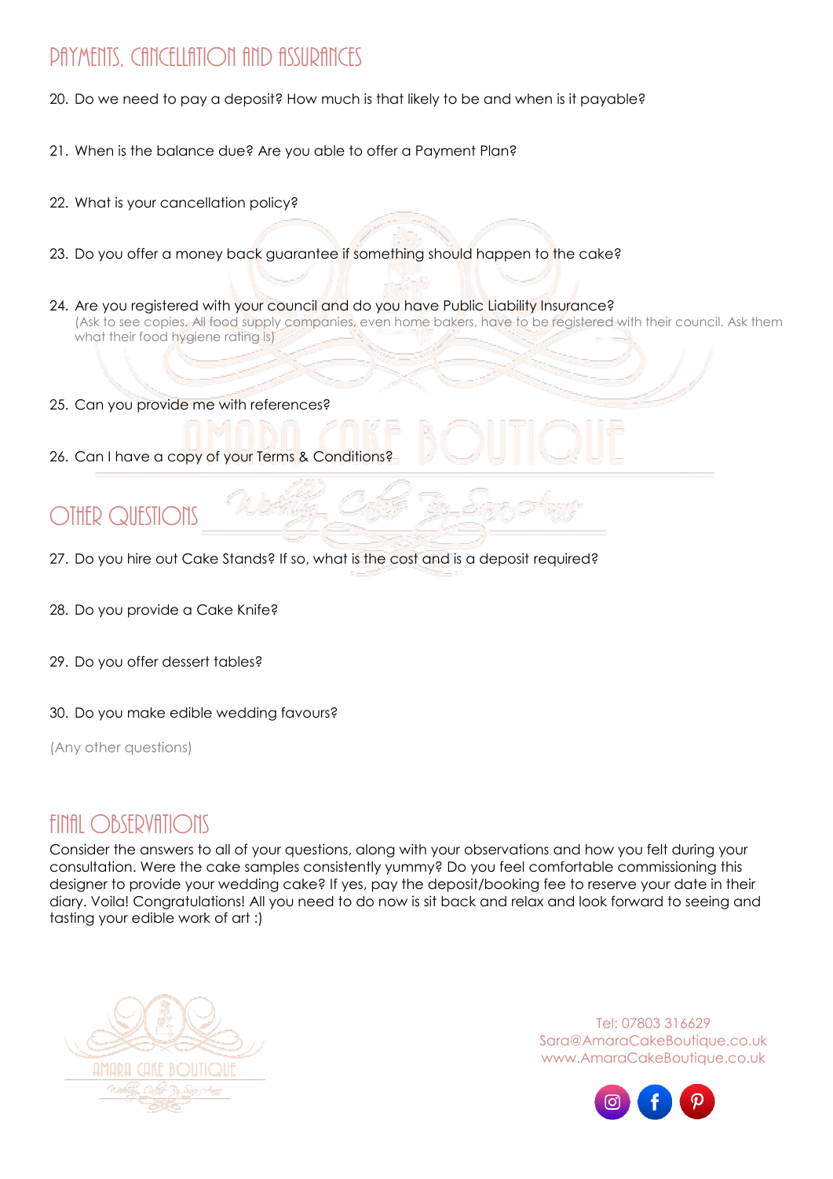## PAYMENTS, CANCELLATION AND ASSURANCES

20. Do we need to pay a deposit? How much is that likely to be and when is it payable?
21. When is the balance due? Are you able to offer a Payment Plan?
22. What is your cancellation policy?
23. Do you offer a money back guarantee if something should happen to the cake?
24. Are you registered with your council and do you have Public Liability Insurance?
    (Ask to see copies. All food supply companies, even home bakers, have to be registered with their council. Ask them what their food hygiene rating is)
25. Can you provide me with references?
26. Can I have a copy of your Terms & Conditions?

## OTHER QUESTIONS

27. Do you hire out Cake Stands? If so, what is the cost and is a deposit required?
28. Do you provide a Cake Knife?
29. Do you offer dessert tables?
30. Do you make edible wedding favours?

(Any other questions)

## FINAL OBSERVATIONS

Consider the answers to all of your questions, along with your observations and how you felt during your consultation. Were the cake samples consistently yummy? Do you feel comfortable commissioning this designer to provide your wedding cake? If yes, pay the deposit/booking fee to reserve your date in their diary. Voila! Congratulations! All you need to do now is sit back and relax and look forward to seeing and tasting your edible work of art :)

AMARA CAKE BOUTIQUE

Tel: 07803 316629
Sara@AmaraCakeBoutique.co.uk
www.AmaraCakeBoutique.co.uk